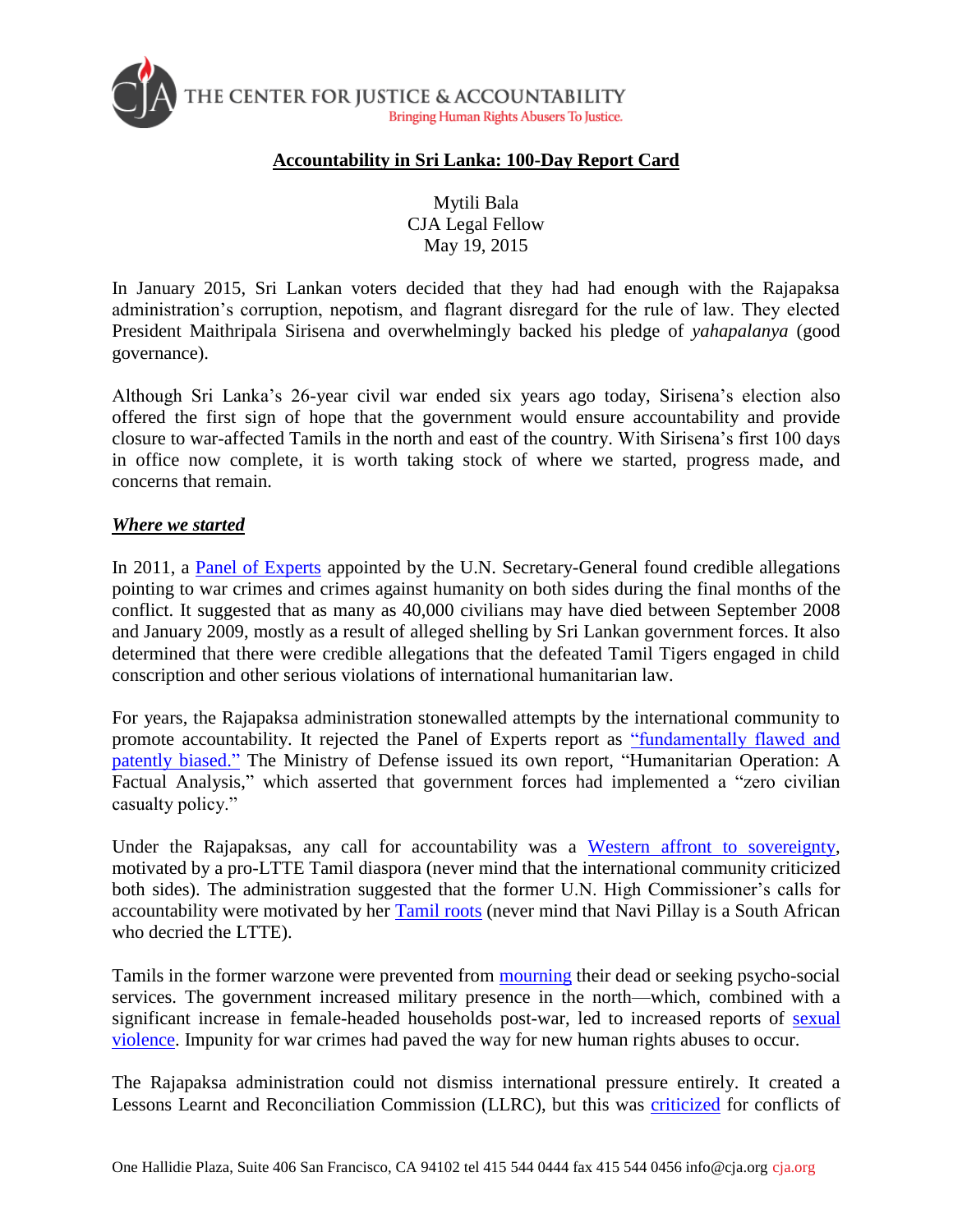THE CENTER FOR JUSTICE & ACCOUNTABILITY
Bringing Human Rights Abusers To Justice.

# Accountability in Sri Lanka: 100-Day Report Card

Mytili Bala
CJA Legal Fellow
May 19, 2015

In January 2015, Sri Lankan voters decided that they had had enough with the Rajapaksa administration's corruption, nepotism, and flagrant disregard for the rule of law. They elected President Maithripala Sirisena and overwhelmingly backed his pledge of *yahapalanya* (good governance).

Although Sri Lanka's 26-year civil war ended six years ago today, Sirisena's election also offered the first sign of hope that the government would ensure accountability and provide closure to war-affected Tamils in the north and east of the country. With Sirisena's first 100 days in office now complete, it is worth taking stock of where we started, progress made, and concerns that remain.

## ***Where we started***

In 2011, a Panel of Experts appointed by the U.N. Secretary-General found credible allegations pointing to war crimes and crimes against humanity on both sides during the final months of the conflict. It suggested that as many as 40,000 civilians may have died between September 2008 and January 2009, mostly as a result of alleged shelling by Sri Lankan government forces. It also determined that there were credible allegations that the defeated Tamil Tigers engaged in child conscription and other serious violations of international humanitarian law.

For years, the Rajapaksa administration stonewalled attempts by the international community to promote accountability. It rejected the Panel of Experts report as "fundamentally flawed and patently biased." The Ministry of Defense issued its own report, "Humanitarian Operation: A Factual Analysis," which asserted that government forces had implemented a "zero civilian casualty policy."

Under the Rajapaksas, any call for accountability was a Western affront to sovereignty, motivated by a pro-LTTE Tamil diaspora (never mind that the international community criticized both sides). The administration suggested that the former U.N. High Commissioner's calls for accountability were motivated by her Tamil roots (never mind that Navi Pillay is a South African who decried the LTTE).

Tamils in the former warzone were prevented from mourning their dead or seeking psycho-social services. The government increased military presence in the north—which, combined with a significant increase in female-headed households post-war, led to increased reports of sexual violence. Impunity for war crimes had paved the way for new human rights abuses to occur.

The Rajapaksa administration could not dismiss international pressure entirely. It created a Lessons Learnt and Reconciliation Commission (LLRC), but this was criticized for conflicts of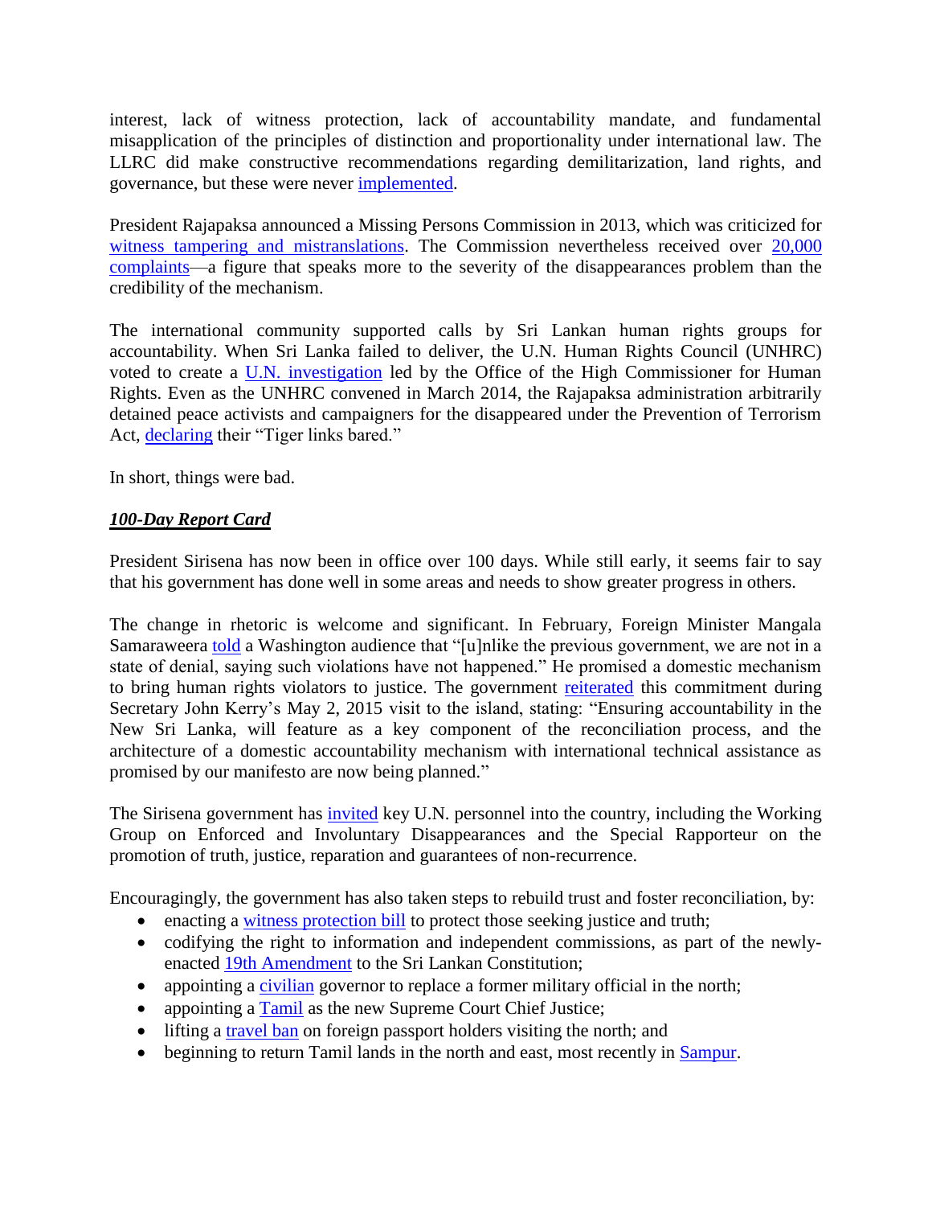interest, lack of witness protection, lack of accountability mandate, and fundamental misapplication of the principles of distinction and proportionality under international law. The LLRC did make constructive recommendations regarding demilitarization, land rights, and governance, but these were never implemented.

President Rajapaksa announced a Missing Persons Commission in 2013, which was criticized for witness tampering and mistranslations. The Commission nevertheless received over 20,000 complaints—a figure that speaks more to the severity of the disappearances problem than the credibility of the mechanism.

The international community supported calls by Sri Lankan human rights groups for accountability. When Sri Lanka failed to deliver, the U.N. Human Rights Council (UNHRC) voted to create a U.N. investigation led by the Office of the High Commissioner for Human Rights. Even as the UNHRC convened in March 2014, the Rajapaksa administration arbitrarily detained peace activists and campaigners for the disappeared under the Prevention of Terrorism Act, declaring their "Tiger links bared."

In short, things were bad.

***100-Day Report Card***

President Sirisena has now been in office over 100 days. While still early, it seems fair to say that his government has done well in some areas and needs to show greater progress in others.

The change in rhetoric is welcome and significant. In February, Foreign Minister Mangala Samaraweera told a Washington audience that "[u]nlike the previous government, we are not in a state of denial, saying such violations have not happened." He promised a domestic mechanism to bring human rights violators to justice. The government reiterated this commitment during Secretary John Kerry's May 2, 2015 visit to the island, stating: "Ensuring accountability in the New Sri Lanka, will feature as a key component of the reconciliation process, and the architecture of a domestic accountability mechanism with international technical assistance as promised by our manifesto are now being planned."

The Sirisena government has invited key U.N. personnel into the country, including the Working Group on Enforced and Involuntary Disappearances and the Special Rapporteur on the promotion of truth, justice, reparation and guarantees of non-recurrence.

Encouragingly, the government has also taken steps to rebuild trust and foster reconciliation, by:

- enacting a witness protection bill to protect those seeking justice and truth;
- codifying the right to information and independent commissions, as part of the newly-enacted 19th Amendment to the Sri Lankan Constitution;
- appointing a civilian governor to replace a former military official in the north;
- appointing a Tamil as the new Supreme Court Chief Justice;
- lifting a travel ban on foreign passport holders visiting the north; and
- beginning to return Tamil lands in the north and east, most recently in Sampur.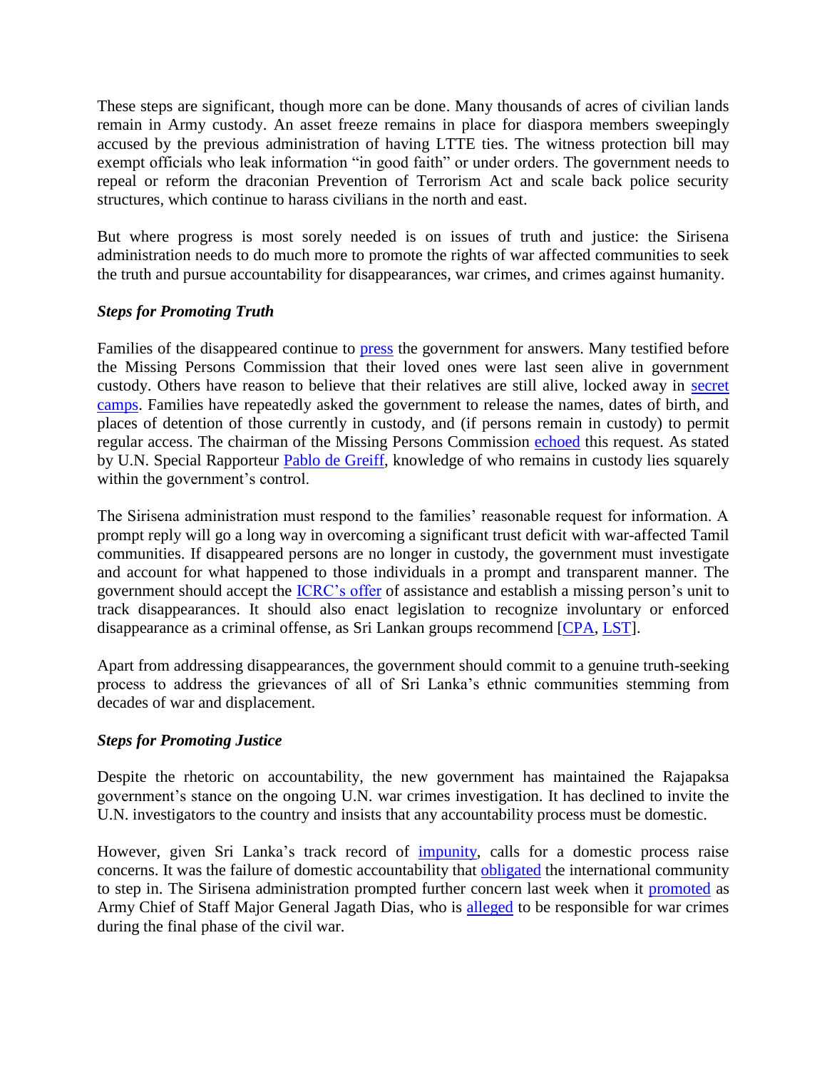These steps are significant, though more can be done. Many thousands of acres of civilian lands remain in Army custody. An asset freeze remains in place for diaspora members sweepingly accused by the previous administration of having LTTE ties. The witness protection bill may exempt officials who leak information "in good faith" or under orders. The government needs to repeal or reform the draconian Prevention of Terrorism Act and scale back police security structures, which continue to harass civilians in the north and east.

But where progress is most sorely needed is on issues of truth and justice: the Sirisena administration needs to do much more to promote the rights of war affected communities to seek the truth and pursue accountability for disappearances, war crimes, and crimes against humanity.

***Steps for Promoting Truth***

Families of the disappeared continue to press the government for answers. Many testified before the Missing Persons Commission that their loved ones were last seen alive in government custody. Others have reason to believe that their relatives are still alive, locked away in secret camps. Families have repeatedly asked the government to release the names, dates of birth, and places of detention of those currently in custody, and (if persons remain in custody) to permit regular access. The chairman of the Missing Persons Commission echoed this request. As stated by U.N. Special Rapporteur Pablo de Greiff, knowledge of who remains in custody lies squarely within the government's control.

The Sirisena administration must respond to the families' reasonable request for information. A prompt reply will go a long way in overcoming a significant trust deficit with war-affected Tamil communities. If disappeared persons are no longer in custody, the government must investigate and account for what happened to those individuals in a prompt and transparent manner. The government should accept the ICRC's offer of assistance and establish a missing person's unit to track disappearances. It should also enact legislation to recognize involuntary or enforced disappearance as a criminal offense, as Sri Lankan groups recommend [CPA, LST].

Apart from addressing disappearances, the government should commit to a genuine truth-seeking process to address the grievances of all of Sri Lanka's ethnic communities stemming from decades of war and displacement.

***Steps for Promoting Justice***

Despite the rhetoric on accountability, the new government has maintained the Rajapaksa government's stance on the ongoing U.N. war crimes investigation. It has declined to invite the U.N. investigators to the country and insists that any accountability process must be domestic.

However, given Sri Lanka's track record of impunity, calls for a domestic process raise concerns. It was the failure of domestic accountability that obligated the international community to step in. The Sirisena administration prompted further concern last week when it promoted as Army Chief of Staff Major General Jagath Dias, who is alleged to be responsible for war crimes during the final phase of the civil war.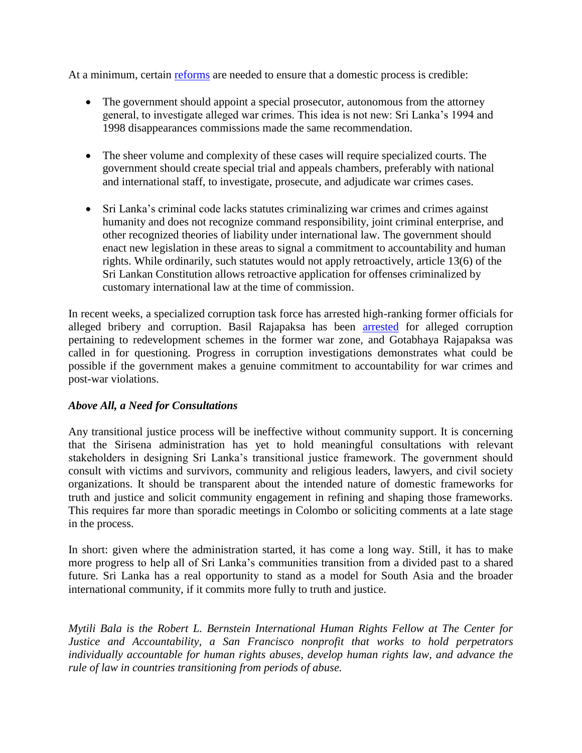At a minimum, certain reforms are needed to ensure that a domestic process is credible:

- The government should appoint a special prosecutor, autonomous from the attorney general, to investigate alleged war crimes. This idea is not new: Sri Lanka's 1994 and 1998 disappearances commissions made the same recommendation.

- The sheer volume and complexity of these cases will require specialized courts. The government should create special trial and appeals chambers, preferably with national and international staff, to investigate, prosecute, and adjudicate war crimes cases.

- Sri Lanka's criminal code lacks statutes criminalizing war crimes and crimes against humanity and does not recognize command responsibility, joint criminal enterprise, and other recognized theories of liability under international law. The government should enact new legislation in these areas to signal a commitment to accountability and human rights. While ordinarily, such statutes would not apply retroactively, article 13(6) of the Sri Lankan Constitution allows retroactive application for offenses criminalized by customary international law at the time of commission.

In recent weeks, a specialized corruption task force has arrested high-ranking former officials for alleged bribery and corruption. Basil Rajapaksa has been arrested for alleged corruption pertaining to redevelopment schemes in the former war zone, and Gotabhaya Rajapaksa was called in for questioning. Progress in corruption investigations demonstrates what could be possible if the government makes a genuine commitment to accountability for war crimes and post-war violations.

### *Above All, a Need for Consultations*

Any transitional justice process will be ineffective without community support. It is concerning that the Sirisena administration has yet to hold meaningful consultations with relevant stakeholders in designing Sri Lanka's transitional justice framework. The government should consult with victims and survivors, community and religious leaders, lawyers, and civil society organizations. It should be transparent about the intended nature of domestic frameworks for truth and justice and solicit community engagement in refining and shaping those frameworks. This requires far more than sporadic meetings in Colombo or soliciting comments at a late stage in the process.

In short: given where the administration started, it has come a long way. Still, it has to make more progress to help all of Sri Lanka's communities transition from a divided past to a shared future. Sri Lanka has a real opportunity to stand as a model for South Asia and the broader international community, if it commits more fully to truth and justice.

*Mytili Bala is the Robert L. Bernstein International Human Rights Fellow at The Center for Justice and Accountability, a San Francisco nonprofit that works to hold perpetrators individually accountable for human rights abuses, develop human rights law, and advance the rule of law in countries transitioning from periods of abuse.*